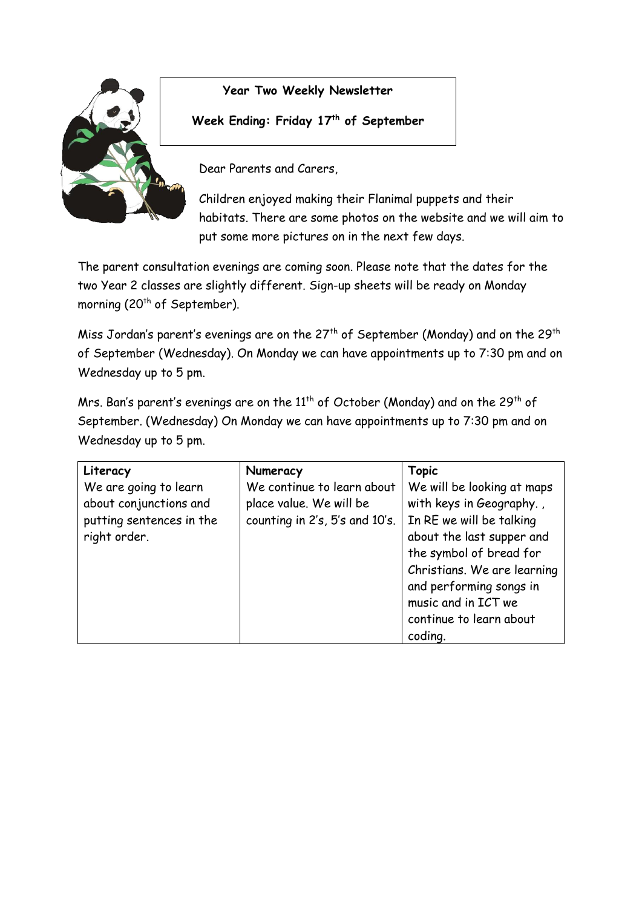**Year Two Weekly Newsletter**

**Week Ending: Friday 17th of September**

Dear Parents and Carers,

Children enjoyed making their Flanimal puppets and their habitats. There are some photos on the website and we will aim to put some more pictures on in the next few days.

The parent consultation evenings are coming soon. Please note that the dates for the two Year 2 classes are slightly different. Sign-up sheets will be ready on Monday morning (20th of September).

Miss Jordan's parent's evenings are on the 27th of September (Monday) and on the 29th of September (Wednesday). On Monday we can have appointments up to 7:30 pm and on Wednesday up to 5 pm.

Mrs. Ban's parent's evenings are on the 11th of October (Monday) and on the 29th of September. (Wednesday) On Monday we can have appointments up to 7:30 pm and on Wednesday up to 5 pm.

| **Literacy** | **Numeracy** | **Topic** |
|---|---|---|
| We are going to learn about conjunctions and putting sentences in the right order. | We continue to learn about place value. We will be counting in 2's, 5's and 10's. | We will be looking at maps with keys in Geography. , In RE we will be talking about the last supper and the symbol of bread for Christians. We are learning and performing songs in music and in ICT we continue to learn about coding. |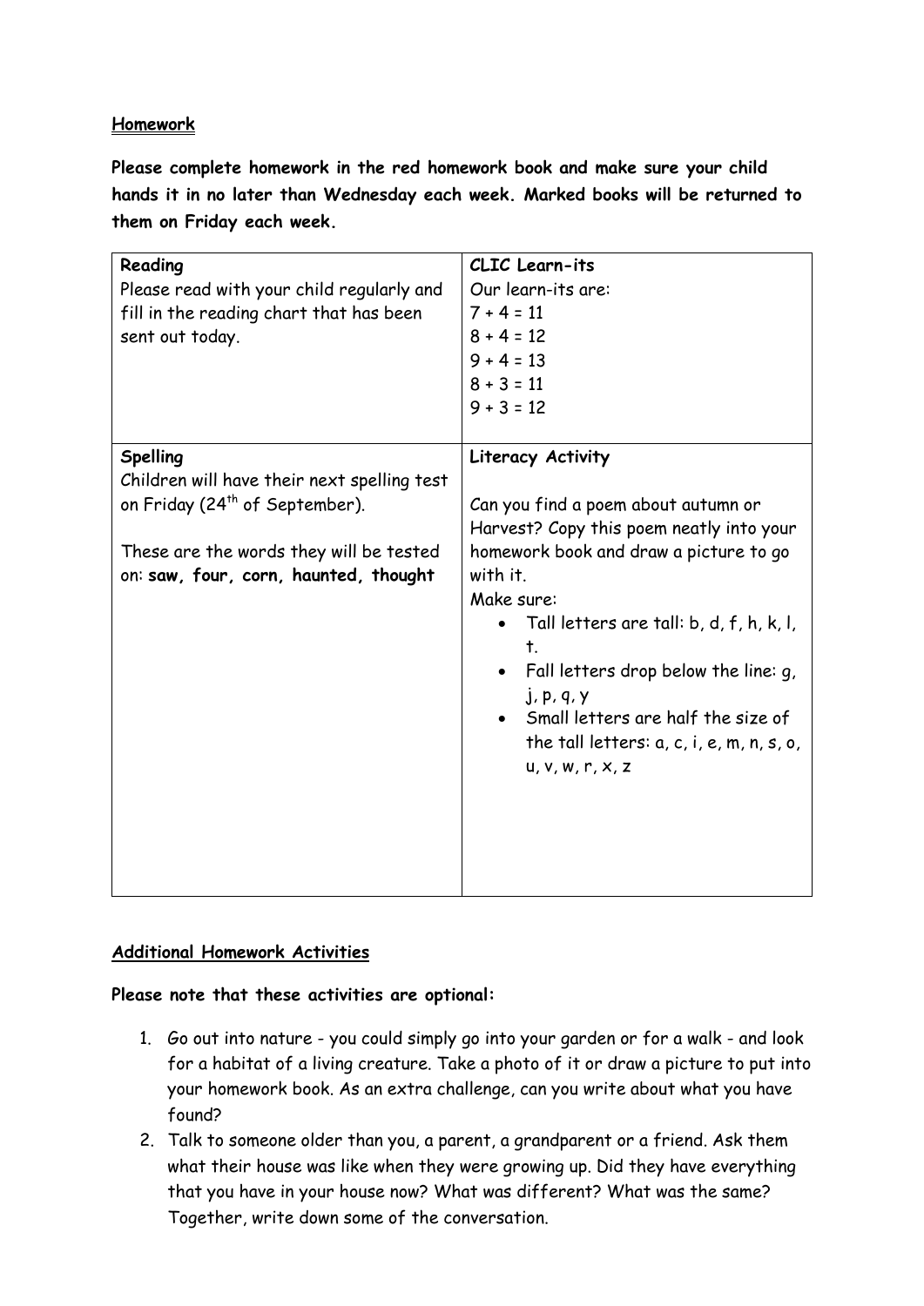<u>**Homework**</u>

**Please complete homework in the red homework book and make sure your child hands it in no later than Wednesday each week. Marked books will be returned to them on Friday each week.**

| **Reading**<br>Please read with your child regularly and fill in the reading chart that has been sent out today. | **CLIC Learn-its**<br>Our learn-its are:<br>7 + 4 = 11<br>8 + 4 = 12<br>9 + 4 = 13<br>8 + 3 = 11<br>9 + 3 = 12 |
|---|---|
| **Spelling**<br>Children will have their next spelling test on Friday (24th of September).<br><br>These are the words they will be tested on: **saw, four, corn, haunted, thought** | **Literacy Activity**<br><br>Can you find a poem about autumn or Harvest? Copy this poem neatly into your homework book and draw a picture to go with it.<br>Make sure:<br>• Tall letters are tall: b, d, f, h, k, l, t.<br>• Fall letters drop below the line: g, j, p, q, y<br>• Small letters are half the size of the tall letters: a, c, i, e, m, n, s, o, u, v, w, r, x, z |

<u>**Additional Homework Activities**</u>

**Please note that these activities are optional:**

1. Go out into nature - you could simply go into your garden or for a walk - and look for a habitat of a living creature. Take a photo of it or draw a picture to put into your homework book. As an extra challenge, can you write about what you have found?
2. Talk to someone older than you, a parent, a grandparent or a friend. Ask them what their house was like when they were growing up. Did they have everything that you have in your house now? What was different? What was the same? Together, write down some of the conversation.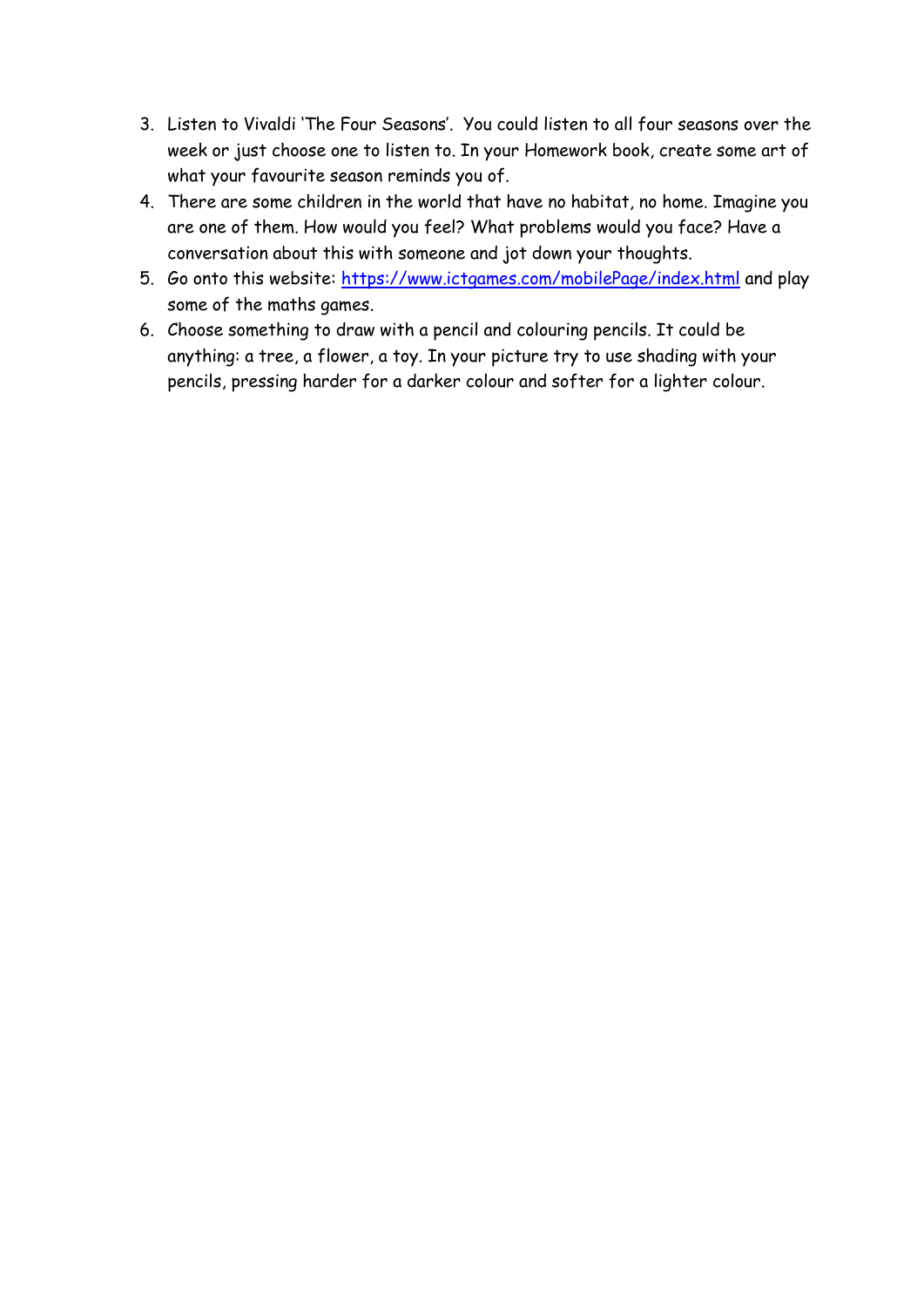3. Listen to Vivaldi 'The Four Seasons'. You could listen to all four seasons over the week or just choose one to listen to. In your Homework book, create some art of what your favourite season reminds you of.
4. There are some children in the world that have no habitat, no home. Imagine you are one of them. How would you feel? What problems would you face? Have a conversation about this with someone and jot down your thoughts.
5. Go onto this website: [https://www.ictgames.com/mobilePage/index.html](https://www.ictgames.com/mobilePage/index.html) and play some of the maths games.
6. Choose something to draw with a pencil and colouring pencils. It could be anything: a tree, a flower, a toy. In your picture try to use shading with your pencils, pressing harder for a darker colour and softer for a lighter colour.